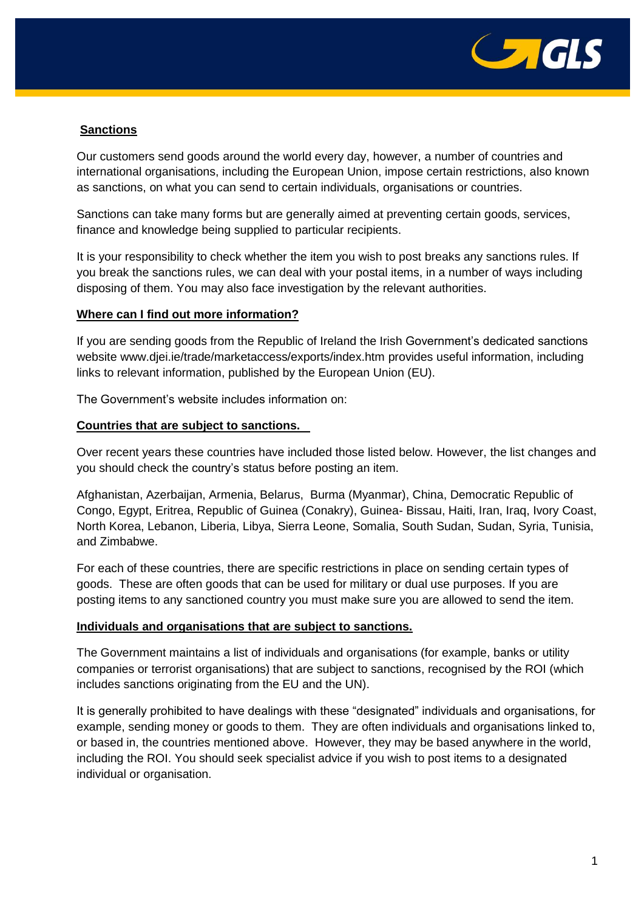## Sanctions

Our customers send goods around the world every day, however, a number of countries and international organisations, including the European Union, impose certain restrictions, also known as sanctions, on what you can send to certain individuals, organisations or countries.

Sanctions can take many forms but are generally aimed at preventing certain goods, services, finance and knowledge being supplied to particular recipients.

It is your responsibility to check whether the item you wish to post breaks any sanctions rules. If you break the sanctions rules, we can deal with your postal items, in a number of ways including disposing of them. You may also face investigation by the relevant authorities.

### Where can I find out more information?

If you are sending goods from the Republic of Ireland the Irish Government's dedicated sanctions website www.djei.ie/trade/marketaccess/exports/index.htm provides useful information, including links to relevant information, published by the European Union (EU).

The Government's website includes information on:

### Countries that are subject to sanctions.

Over recent years these countries have included those listed below. However, the list changes and you should check the country's status before posting an item.

Afghanistan, Azerbaijan, Armenia, Belarus, Burma (Myanmar), China, Democratic Republic of Congo, Egypt, Eritrea, Republic of Guinea (Conakry), Guinea- Bissau, Haiti, Iran, Iraq, Ivory Coast, North Korea, Lebanon, Liberia, Libya, Sierra Leone, Somalia, South Sudan, Sudan, Syria, Tunisia, and Zimbabwe.

For each of these countries, there are specific restrictions in place on sending certain types of goods. These are often goods that can be used for military or dual use purposes. If you are posting items to any sanctioned country you must make sure you are allowed to send the item.

### Individuals and organisations that are subject to sanctions.

The Government maintains a list of individuals and organisations (for example, banks or utility companies or terrorist organisations) that are subject to sanctions, recognised by the ROI (which includes sanctions originating from the EU and the UN).

It is generally prohibited to have dealings with these "designated" individuals and organisations, for example, sending money or goods to them. They are often individuals and organisations linked to, or based in, the countries mentioned above. However, they may be based anywhere in the world, including the ROI. You should seek specialist advice if you wish to post items to a designated individual or organisation.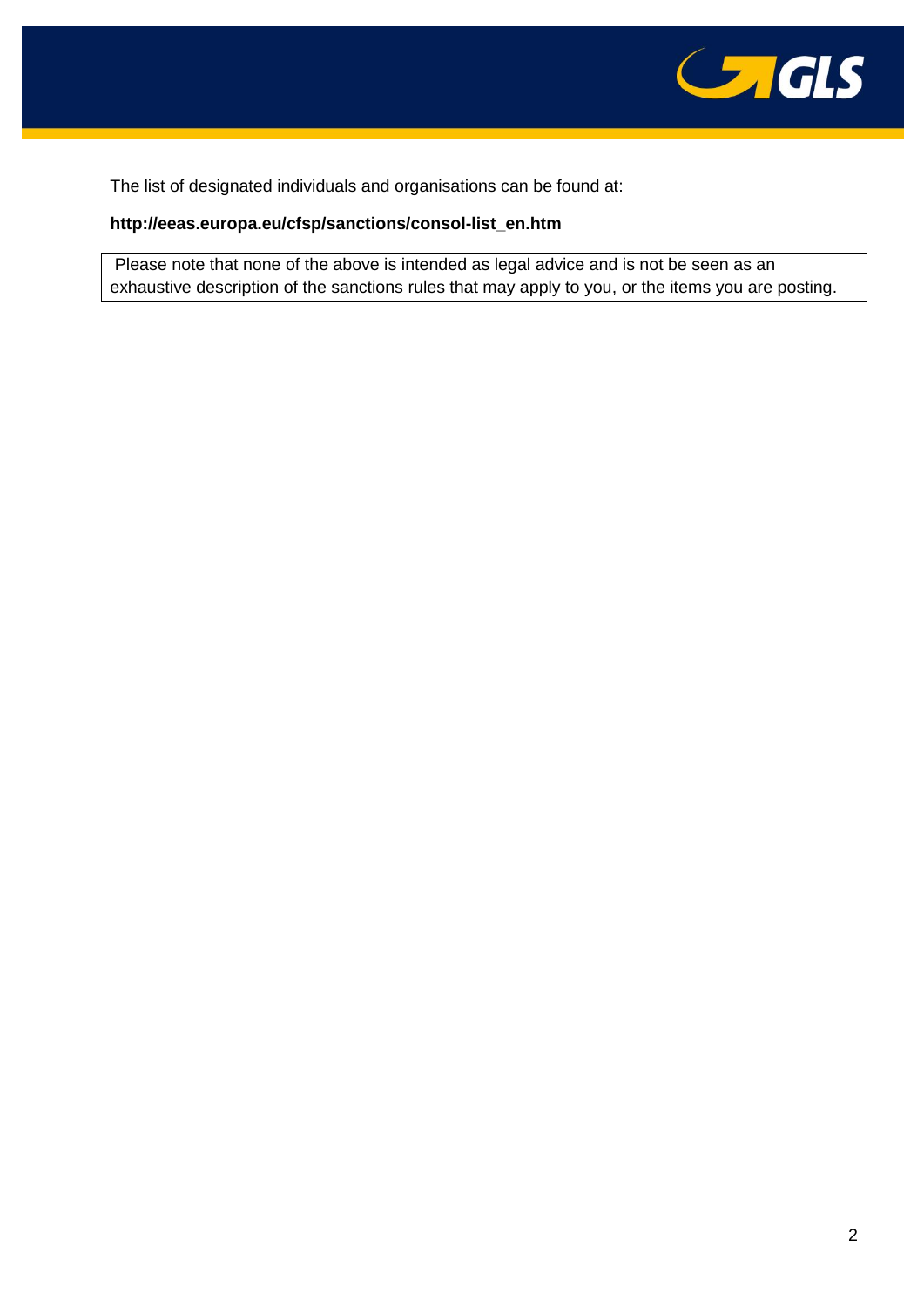The list of designated individuals and organisations can be found at:

**http://eeas.europa.eu/cfsp/sanctions/consol-list_en.htm**

Please note that none of the above is intended as legal advice and is not be seen as an exhaustive description of the sanctions rules that may apply to you, or the items you are posting.